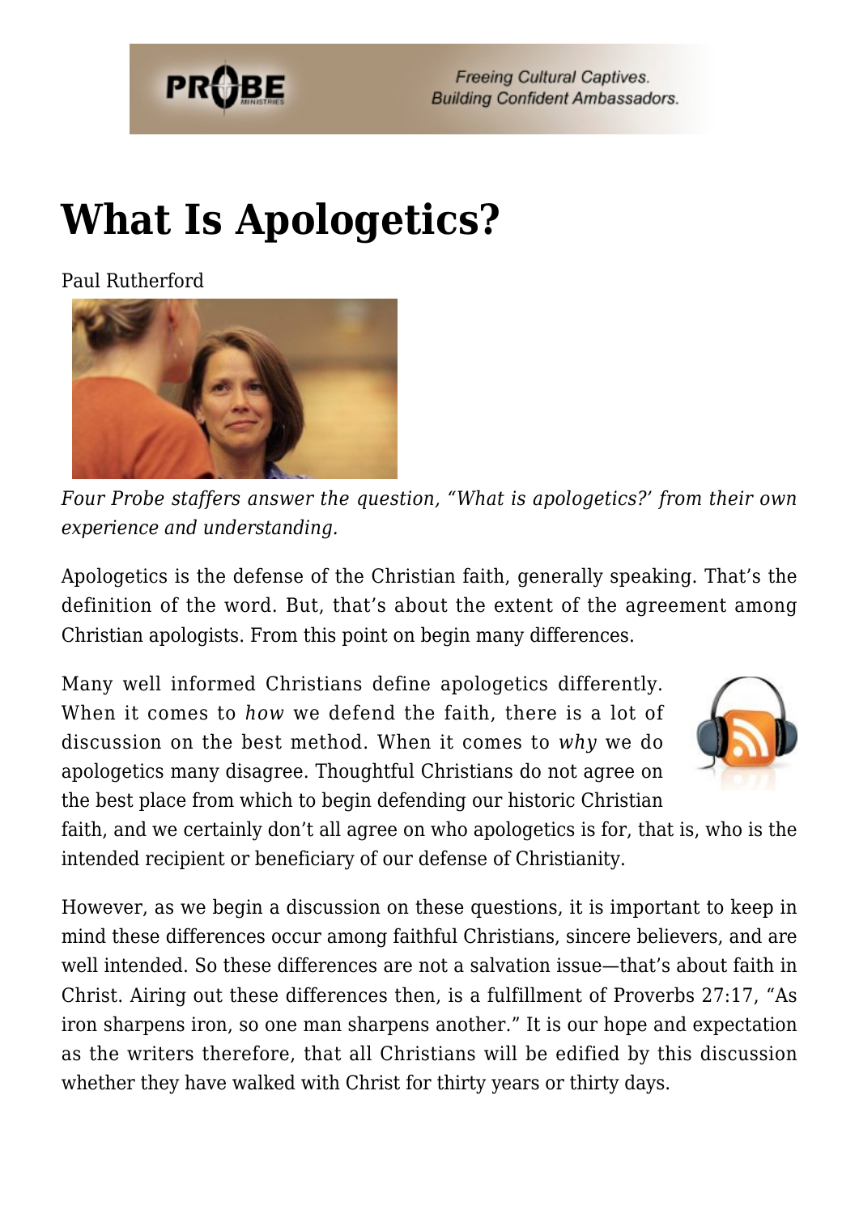# What Is Apologetics?

Paul Rutherford

*Four Probe staffers answer the question, "What is apologetics?' from their own experience and understanding.*

Apologetics is the defense of the Christian faith, generally speaking. That's the definition of the word. But, that's about the extent of the agreement among Christian apologists. From this point on begin many differences.

Many well informed Christians define apologetics differently. When it comes to *how* we defend the faith, there is a lot of discussion on the best method. When it comes to *why* we do apologetics many disagree. Thoughtful Christians do not agree on the best place from which to begin defending our historic Christian faith, and we certainly don't all agree on who apologetics is for, that is, who is the intended recipient or beneficiary of our defense of Christianity.

However, as we begin a discussion on these questions, it is important to keep in mind these differences occur among faithful Christians, sincere believers, and are well intended. So these differences are not a salvation issue—that's about faith in Christ. Airing out these differences then, is a fulfillment of Proverbs 27:17, "As iron sharpens iron, so one man sharpens another." It is our hope and expectation as the writers therefore, that all Christians will be edified by this discussion whether they have walked with Christ for thirty years or thirty days.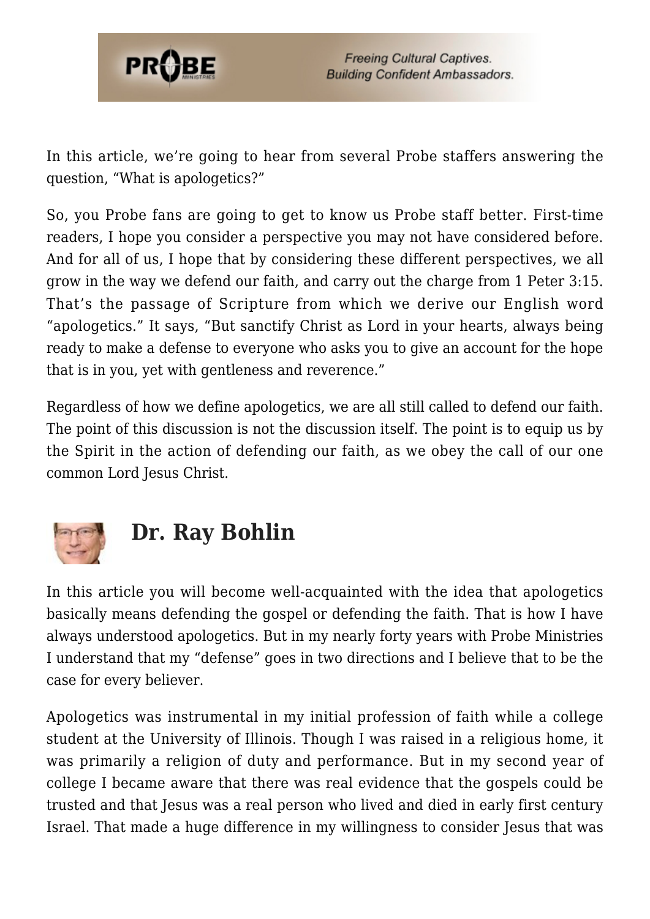In this article, we're going to hear from several Probe staffers answering the question, "What is apologetics?"

So, you Probe fans are going to get to know us Probe staff better. First-time readers, I hope you consider a perspective you may not have considered before. And for all of us, I hope that by considering these different perspectives, we all grow in the way we defend our faith, and carry out the charge from 1 Peter 3:15. That's the passage of Scripture from which we derive our English word "apologetics." It says, "But sanctify Christ as Lord in your hearts, always being ready to make a defense to everyone who asks you to give an account for the hope that is in you, yet with gentleness and reverence."

Regardless of how we define apologetics, we are all still called to defend our faith. The point of this discussion is not the discussion itself. The point is to equip us by the Spirit in the action of defending our faith, as we obey the call of our one common Lord Jesus Christ.

## Dr. Ray Bohlin

In this article you will become well-acquainted with the idea that apologetics basically means defending the gospel or defending the faith. That is how I have always understood apologetics. But in my nearly forty years with Probe Ministries I understand that my "defense" goes in two directions and I believe that to be the case for every believer.

Apologetics was instrumental in my initial profession of faith while a college student at the University of Illinois. Though I was raised in a religious home, it was primarily a religion of duty and performance. But in my second year of college I became aware that there was real evidence that the gospels could be trusted and that Jesus was a real person who lived and died in early first century Israel. That made a huge difference in my willingness to consider Jesus that was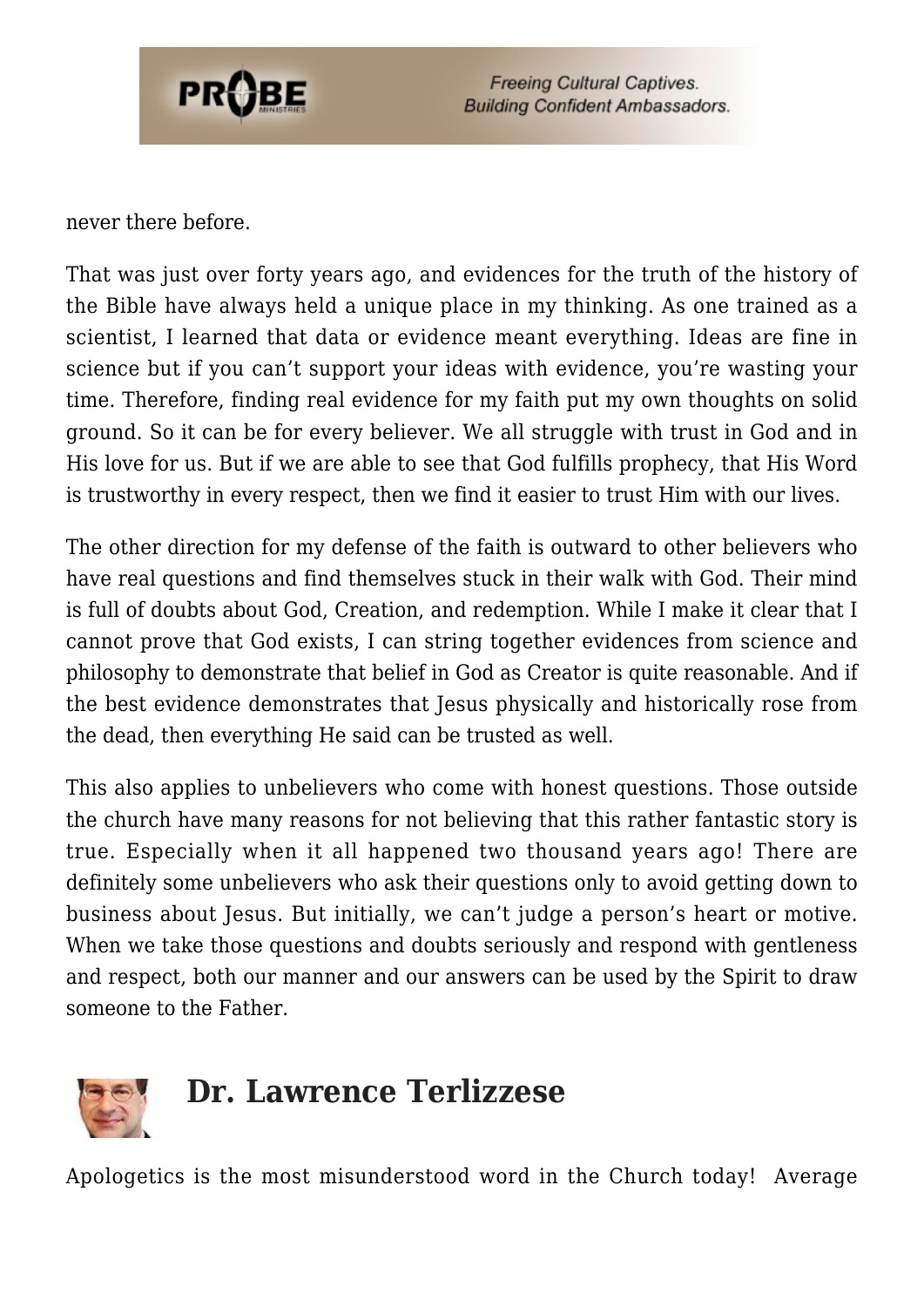never there before.

That was just over forty years ago, and evidences for the truth of the history of the Bible have always held a unique place in my thinking. As one trained as a scientist, I learned that data or evidence meant everything. Ideas are fine in science but if you can't support your ideas with evidence, you're wasting your time. Therefore, finding real evidence for my faith put my own thoughts on solid ground. So it can be for every believer. We all struggle with trust in God and in His love for us. But if we are able to see that God fulfills prophecy, that His Word is trustworthy in every respect, then we find it easier to trust Him with our lives.

The other direction for my defense of the faith is outward to other believers who have real questions and find themselves stuck in their walk with God. Their mind is full of doubts about God, Creation, and redemption. While I make it clear that I cannot prove that God exists, I can string together evidences from science and philosophy to demonstrate that belief in God as Creator is quite reasonable. And if the best evidence demonstrates that Jesus physically and historically rose from the dead, then everything He said can be trusted as well.

This also applies to unbelievers who come with honest questions. Those outside the church have many reasons for not believing that this rather fantastic story is true. Especially when it all happened two thousand years ago! There are definitely some unbelievers who ask their questions only to avoid getting down to business about Jesus. But initially, we can't judge a person's heart or motive. When we take those questions and doubts seriously and respond with gentleness and respect, both our manner and our answers can be used by the Spirit to draw someone to the Father.

## Dr. Lawrence Terlizzese

Apologetics is the most misunderstood word in the Church today! Average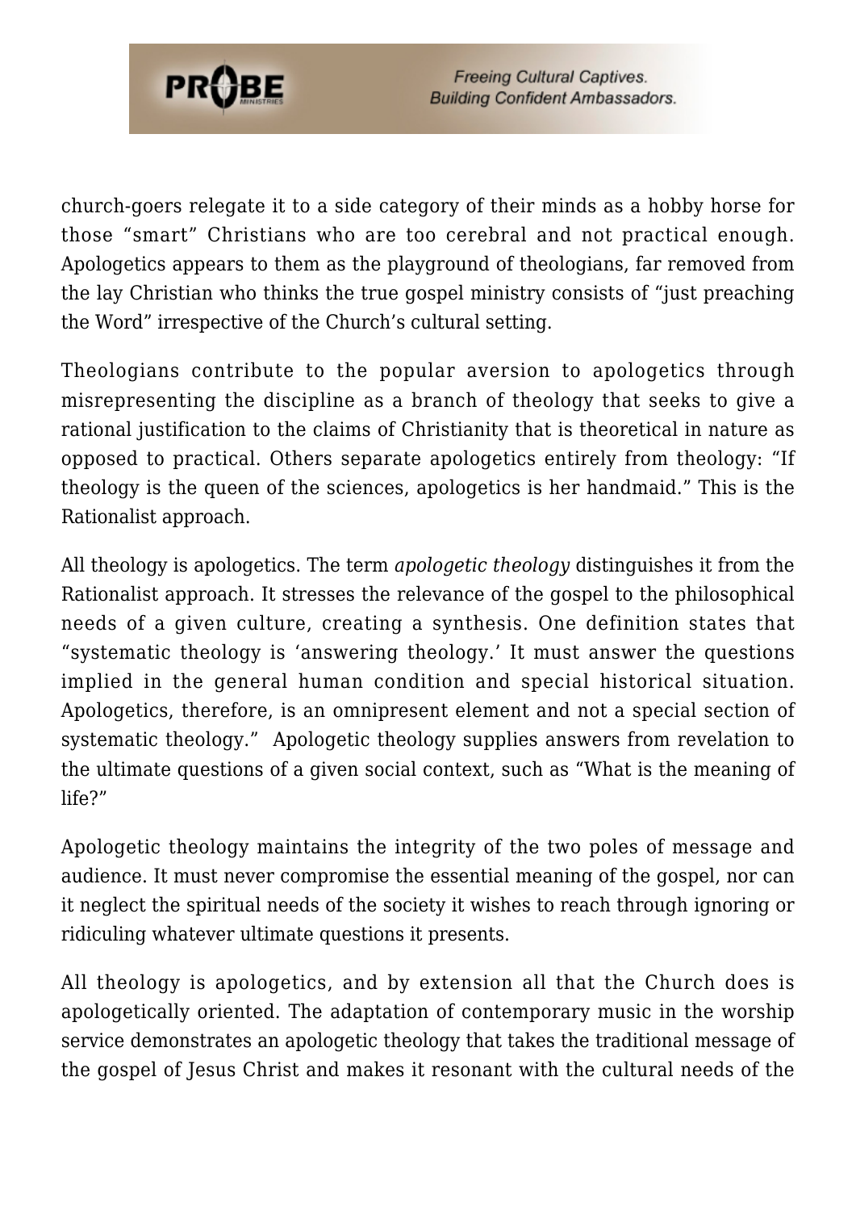church-goers relegate it to a side category of their minds as a hobby horse for those "smart" Christians who are too cerebral and not practical enough. Apologetics appears to them as the playground of theologians, far removed from the lay Christian who thinks the true gospel ministry consists of "just preaching the Word" irrespective of the Church's cultural setting.

Theologians contribute to the popular aversion to apologetics through misrepresenting the discipline as a branch of theology that seeks to give a rational justification to the claims of Christianity that is theoretical in nature as opposed to practical. Others separate apologetics entirely from theology: "If theology is the queen of the sciences, apologetics is her handmaid." This is the Rationalist approach.

All theology is apologetics. The term *apologetic theology* distinguishes it from the Rationalist approach. It stresses the relevance of the gospel to the philosophical needs of a given culture, creating a synthesis. One definition states that "systematic theology is 'answering theology.' It must answer the questions implied in the general human condition and special historical situation. Apologetics, therefore, is an omnipresent element and not a special section of systematic theology." Apologetic theology supplies answers from revelation to the ultimate questions of a given social context, such as "What is the meaning of life?"

Apologetic theology maintains the integrity of the two poles of message and audience. It must never compromise the essential meaning of the gospel, nor can it neglect the spiritual needs of the society it wishes to reach through ignoring or ridiculing whatever ultimate questions it presents.

All theology is apologetics, and by extension all that the Church does is apologetically oriented. The adaptation of contemporary music in the worship service demonstrates an apologetic theology that takes the traditional message of the gospel of Jesus Christ and makes it resonant with the cultural needs of the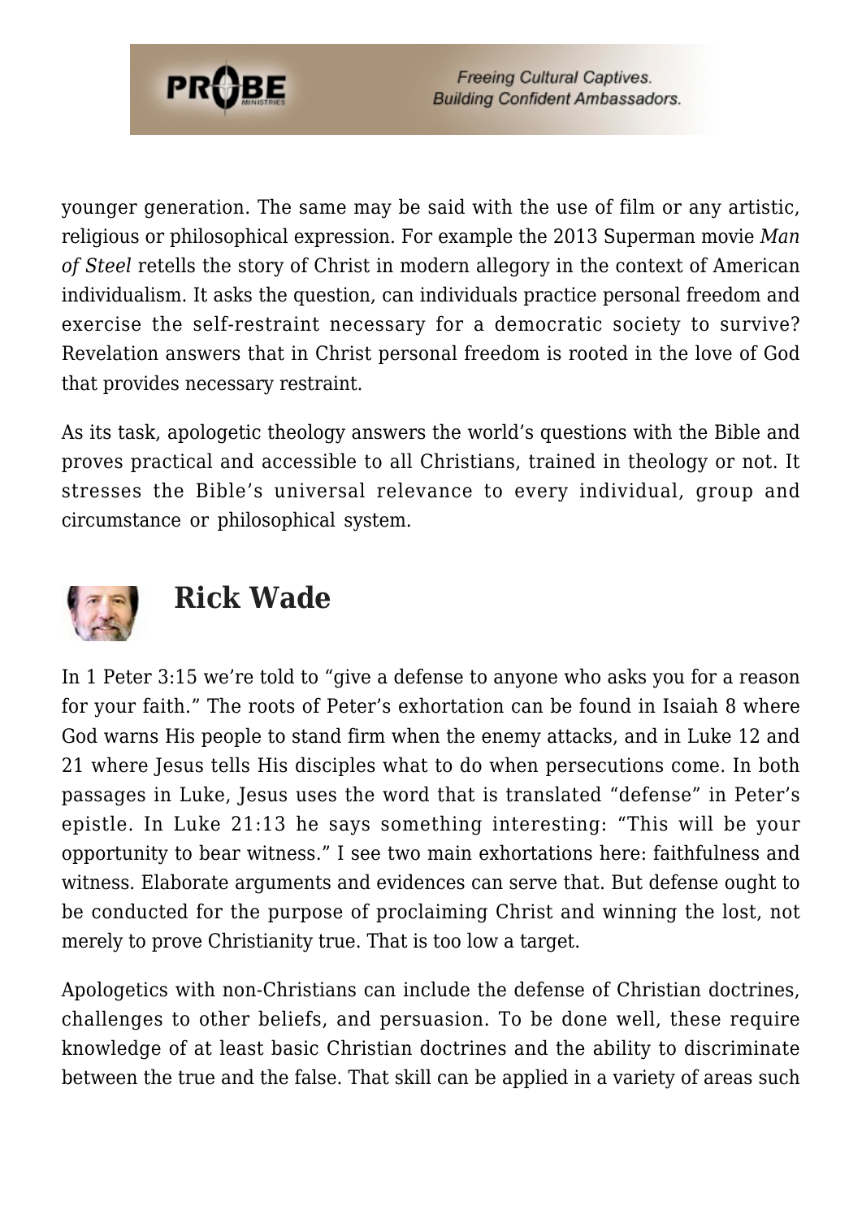younger generation. The same may be said with the use of film or any artistic, religious or philosophical expression. For example the 2013 Superman movie *Man of Steel* retells the story of Christ in modern allegory in the context of American individualism. It asks the question, can individuals practice personal freedom and exercise the self-restraint necessary for a democratic society to survive? Revelation answers that in Christ personal freedom is rooted in the love of God that provides necessary restraint.

As its task, apologetic theology answers the world's questions with the Bible and proves practical and accessible to all Christians, trained in theology or not. It stresses the Bible's universal relevance to every individual, group and circumstance or philosophical system.

## Rick Wade

In 1 Peter 3:15 we're told to "give a defense to anyone who asks you for a reason for your faith." The roots of Peter's exhortation can be found in Isaiah 8 where God warns His people to stand firm when the enemy attacks, and in Luke 12 and 21 where Jesus tells His disciples what to do when persecutions come. In both passages in Luke, Jesus uses the word that is translated "defense" in Peter's epistle. In Luke 21:13 he says something interesting: "This will be your opportunity to bear witness." I see two main exhortations here: faithfulness and witness. Elaborate arguments and evidences can serve that. But defense ought to be conducted for the purpose of proclaiming Christ and winning the lost, not merely to prove Christianity true. That is too low a target.

Apologetics with non-Christians can include the defense of Christian doctrines, challenges to other beliefs, and persuasion. To be done well, these require knowledge of at least basic Christian doctrines and the ability to discriminate between the true and the false. That skill can be applied in a variety of areas such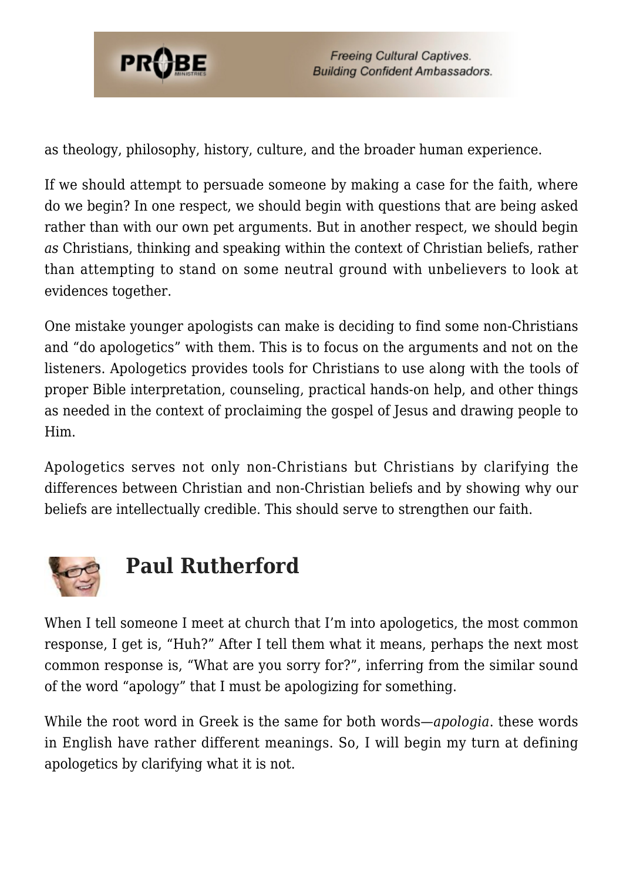as theology, philosophy, history, culture, and the broader human experience.

If we should attempt to persuade someone by making a case for the faith, where do we begin? In one respect, we should begin with questions that are being asked rather than with our own pet arguments. But in another respect, we should begin *as* Christians, thinking and speaking within the context of Christian beliefs, rather than attempting to stand on some neutral ground with unbelievers to look at evidences together.

One mistake younger apologists can make is deciding to find some non-Christians and "do apologetics" with them. This is to focus on the arguments and not on the listeners. Apologetics provides tools for Christians to use along with the tools of proper Bible interpretation, counseling, practical hands-on help, and other things as needed in the context of proclaiming the gospel of Jesus and drawing people to Him.

Apologetics serves not only non-Christians but Christians by clarifying the differences between Christian and non-Christian beliefs and by showing why our beliefs are intellectually credible. This should serve to strengthen our faith.

## Paul Rutherford

When I tell someone I meet at church that I'm into apologetics, the most common response, I get is, "Huh?" After I tell them what it means, perhaps the next most common response is, "What are you sorry for?", inferring from the similar sound of the word "apology" that I must be apologizing for something.

While the root word in Greek is the same for both words—*apologia*. these words in English have rather different meanings. So, I will begin my turn at defining apologetics by clarifying what it is not.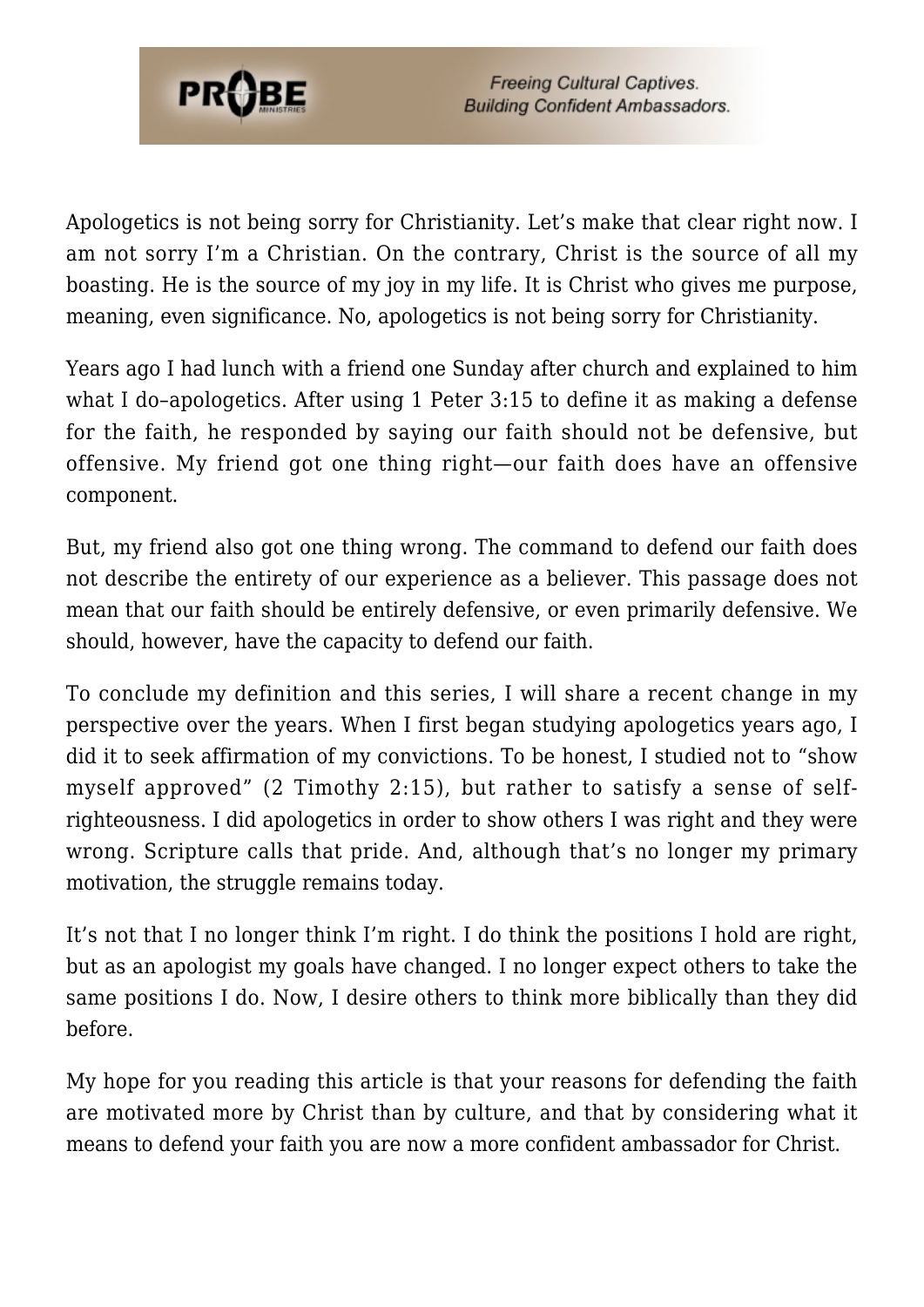Apologetics is not being sorry for Christianity. Let's make that clear right now. I am not sorry I'm a Christian. On the contrary, Christ is the source of all my boasting. He is the source of my joy in my life. It is Christ who gives me purpose, meaning, even significance. No, apologetics is not being sorry for Christianity.

Years ago I had lunch with a friend one Sunday after church and explained to him what I do–apologetics. After using 1 Peter 3:15 to define it as making a defense for the faith, he responded by saying our faith should not be defensive, but offensive. My friend got one thing right—our faith does have an offensive component.

But, my friend also got one thing wrong. The command to defend our faith does not describe the entirety of our experience as a believer. This passage does not mean that our faith should be entirely defensive, or even primarily defensive. We should, however, have the capacity to defend our faith.

To conclude my definition and this series, I will share a recent change in my perspective over the years. When I first began studying apologetics years ago, I did it to seek affirmation of my convictions. To be honest, I studied not to "show myself approved" (2 Timothy 2:15), but rather to satisfy a sense of self-righteousness. I did apologetics in order to show others I was right and they were wrong. Scripture calls that pride. And, although that's no longer my primary motivation, the struggle remains today.

It's not that I no longer think I'm right. I do think the positions I hold are right, but as an apologist my goals have changed. I no longer expect others to take the same positions I do. Now, I desire others to think more biblically than they did before.

My hope for you reading this article is that your reasons for defending the faith are motivated more by Christ than by culture, and that by considering what it means to defend your faith you are now a more confident ambassador for Christ.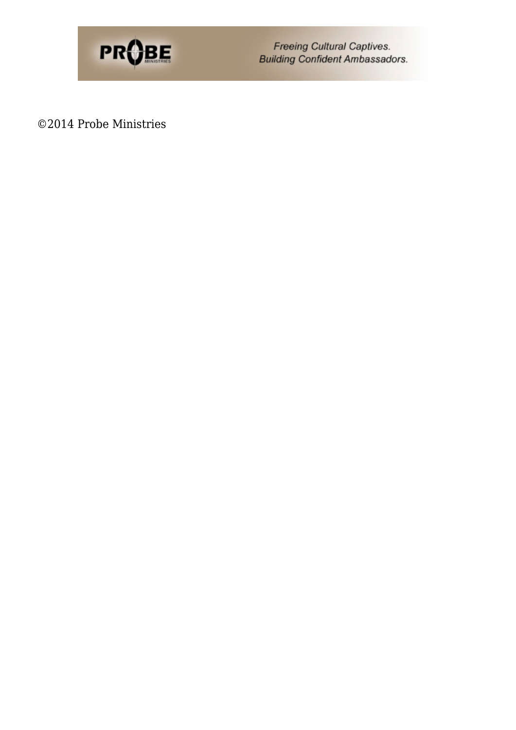©2014 Probe Ministries